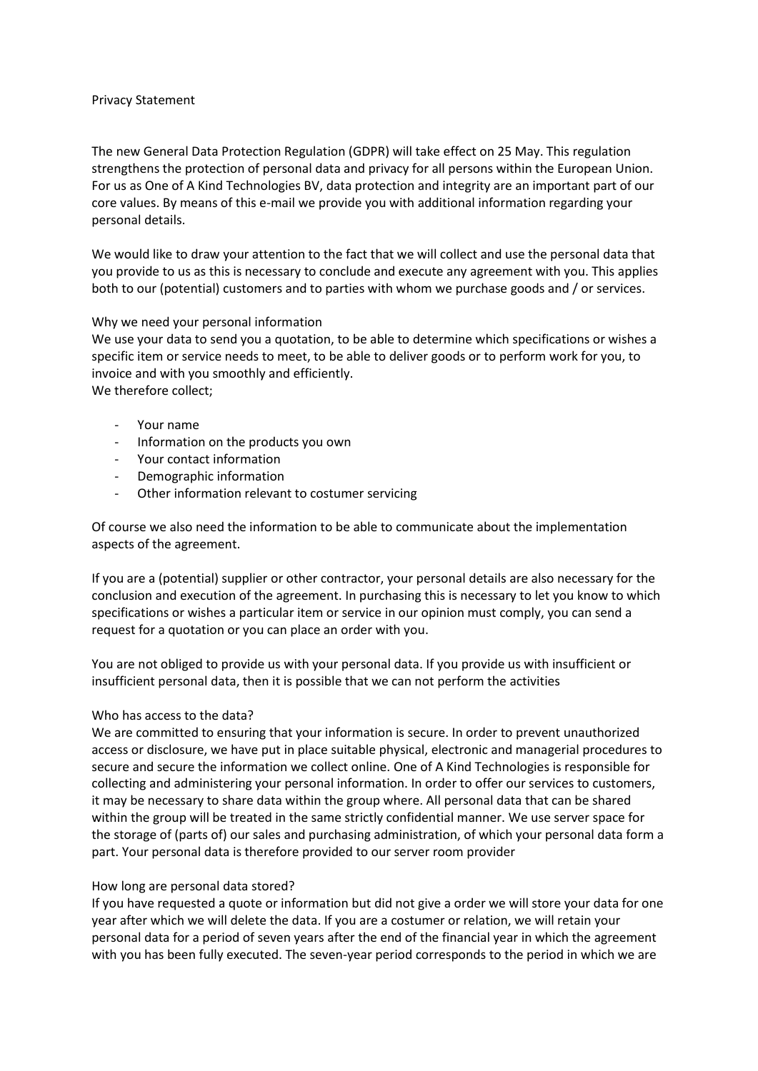# Privacy Statement

The new General Data Protection Regulation (GDPR) will take effect on 25 May. This regulation strengthens the protection of personal data and privacy for all persons within the European Union. For us as One of A Kind Technologies BV, data protection and integrity are an important part of our core values. By means of this e-mail we provide you with additional information regarding your personal details.

We would like to draw your attention to the fact that we will collect and use the personal data that you provide to us as this is necessary to conclude and execute any agreement with you. This applies both to our (potential) customers and to parties with whom we purchase goods and / or services.

## Why we need your personal information

We use your data to send you a quotation, to be able to determine which specifications or wishes a specific item or service needs to meet, to be able to deliver goods or to perform work for you, to invoice and with you smoothly and efficiently.
We therefore collect;

- Your name
- Information on the products you own
- Your contact information
- Demographic information
- Other information relevant to costumer servicing

Of course we also need the information to be able to communicate about the implementation aspects of the agreement.

If you are a (potential) supplier or other contractor, your personal details are also necessary for the conclusion and execution of the agreement. In purchasing this is necessary to let you know to which specifications or wishes a particular item or service in our opinion must comply, you can send a request for a quotation or you can place an order with you.

You are not obliged to provide us with your personal data. If you provide us with insufficient or insufficient personal data, then it is possible that we can not perform the activities

## Who has access to the data?

We are committed to ensuring that your information is secure. In order to prevent unauthorized access or disclosure, we have put in place suitable physical, electronic and managerial procedures to secure and secure the information we collect online. One of A Kind Technologies is responsible for collecting and administering your personal information. In order to offer our services to customers, it may be necessary to share data within the group where. All personal data that can be shared within the group will be treated in the same strictly confidential manner. We use server space for the storage of (parts of) our sales and purchasing administration, of which your personal data form a part. Your personal data is therefore provided to our server room provider

## How long are personal data stored?

If you have requested a quote or information but did not give a order we will store your data for one year after which we will delete the data. If you are a costumer or relation, we will retain your personal data for a period of seven years after the end of the financial year in which the agreement with you has been fully executed. The seven-year period corresponds to the period in which we are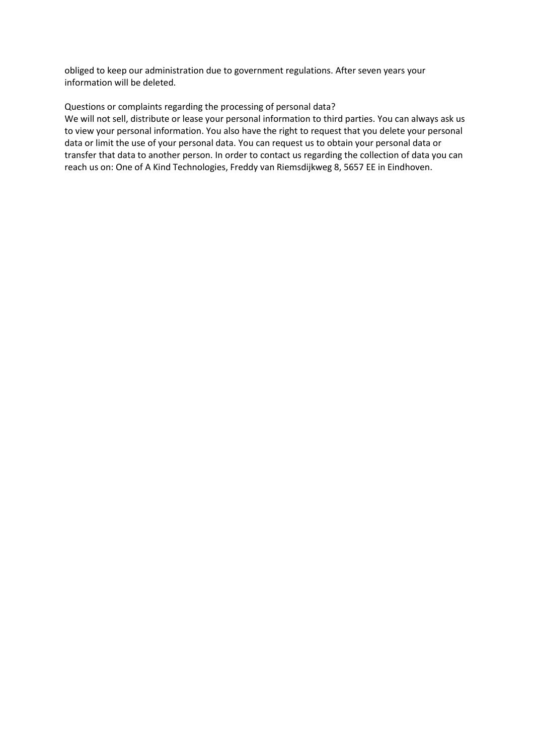obliged to keep our administration due to government regulations. After seven years your information will be deleted.

Questions or complaints regarding the processing of personal data?
We will not sell, distribute or lease your personal information to third parties. You can always ask us to view your personal information. You also have the right to request that you delete your personal data or limit the use of your personal data. You can request us to obtain your personal data or transfer that data to another person. In order to contact us regarding the collection of data you can reach us on: One of A Kind Technologies, Freddy van Riemsdijkweg 8, 5657 EE in Eindhoven.